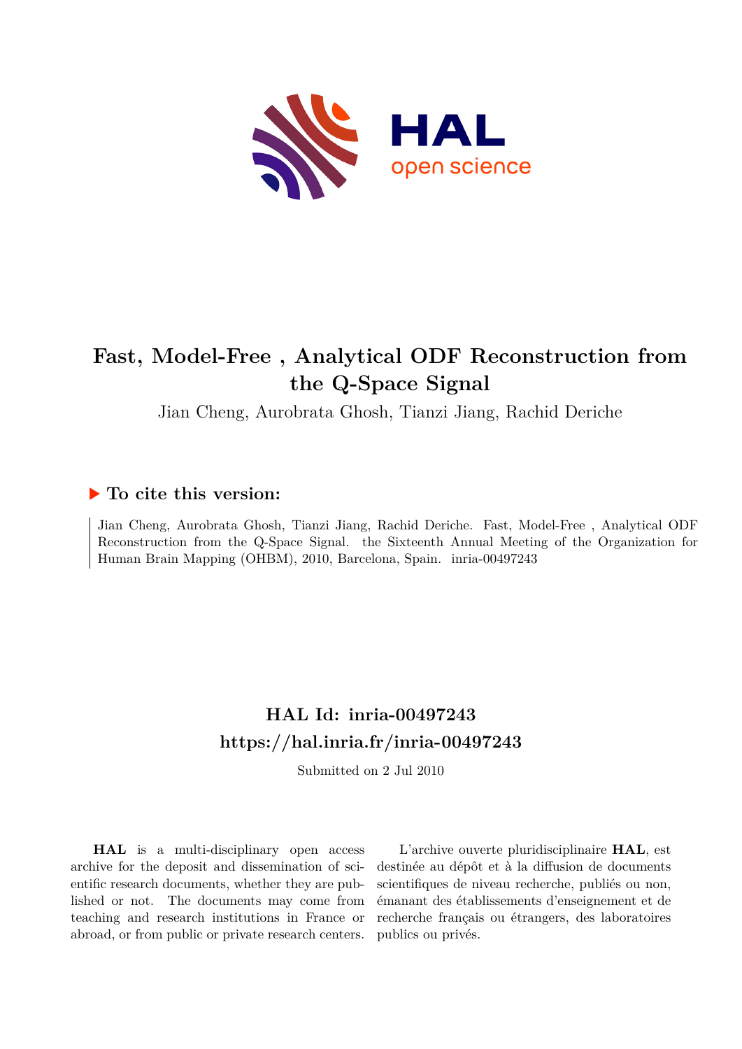# Fast, Model-Free , Analytical ODF Reconstruction from the Q-Space Signal

Jian Cheng, Aurobrata Ghosh, Tianzi Jiang, Rachid Deriche

## ▶ To cite this version:

Jian Cheng, Aurobrata Ghosh, Tianzi Jiang, Rachid Deriche. Fast, Model-Free , Analytical ODF Reconstruction from the Q-Space Signal. the Sixteenth Annual Meeting of the Organization for Human Brain Mapping (OHBM), 2010, Barcelona, Spain. inria-00497243

## HAL Id: inria-00497243

## https://hal.inria.fr/inria-00497243

Submitted on 2 Jul 2010

**HAL** is a multi-disciplinary open access archive for the deposit and dissemination of scientific research documents, whether they are published or not. The documents may come from teaching and research institutions in France or abroad, or from public or private research centers.

L'archive ouverte pluridisciplinaire **HAL**, est destinée au dépôt et à la diffusion de documents scientifiques de niveau recherche, publiés ou non, émanant des établissements d'enseignement et de recherche français ou étrangers, des laboratoires publics ou privés.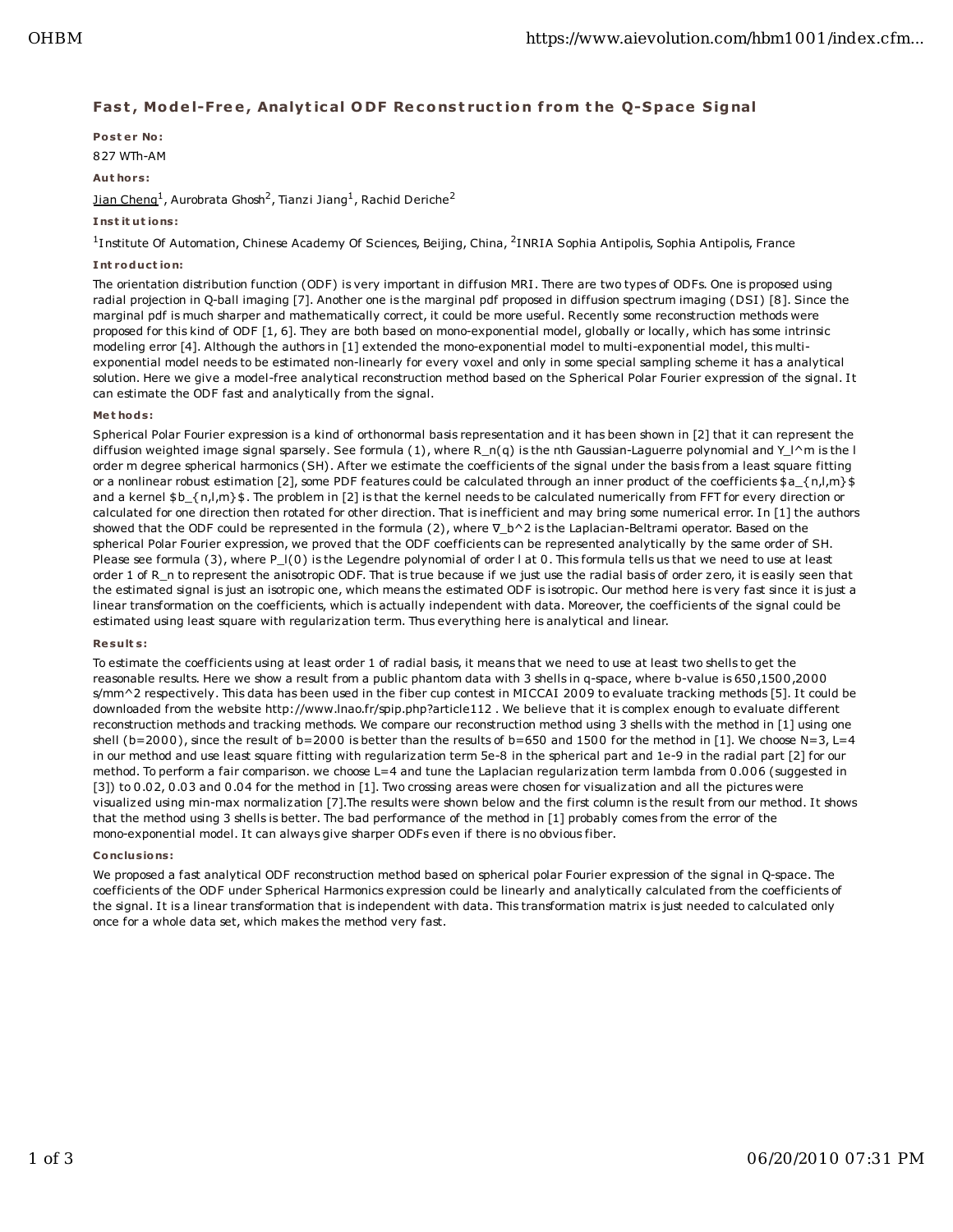## Fast, Model-Free, Analytical ODF Reconstruction from the Q-Space Signal

**Poster No:**

827 WTh-AM

**Authors:**

Jian Cheng[1], Aurobrata Ghosh[2], Tianzi Jiang[1], Rachid Deriche[2]

**Institutions:**

[1]Institute Of Automation, Chinese Academy Of Sciences, Beijing, China, [2]INRIA Sophia Antipolis, Sophia Antipolis, France

**Introduction:**

The orientation distribution function (ODF) is very important in diffusion MRI. There are two types of ODFs. One is proposed using radial projection in Q-ball imaging [7]. Another one is the marginal pdf proposed in diffusion spectrum imaging (DSI) [8]. Since the marginal pdf is much sharper and mathematically correct, it could be more useful. Recently some reconstruction methods were proposed for this kind of ODF [1, 6]. They are both based on mono-exponential model, globally or locally, which has some intrinsic modeling error [4]. Although the authors in [1] extended the mono-exponential model to multi-exponential model, this multi-exponential model needs to be estimated non-linearly for every voxel and only in some special sampling scheme it has a analytical solution. Here we give a model-free analytical reconstruction method based on the Spherical Polar Fourier expression of the signal. It can estimate the ODF fast and analytically from the signal.

**Methods:**

Spherical Polar Fourier expression is a kind of orthonormal basis representation and it has been shown in [2] that it can represent the diffusion weighted image signal sparsely. See formula (1), where $R_n(q)$ is the nth Gaussian-Laguerre polynomial and $Y_l^m$ is the l order m degree spherical harmonics (SH). After we estimate the coefficients of the signal under the basis from a least square fitting or a nonlinear robust estimation [2], some PDF features could be calculated through an inner product of the coefficients $a_{n,l,m}$ and a kernel $b_{n,l,m}$. The problem in [2] is that the kernel needs to be calculated numerically from FFT for every direction or calculated for one direction then rotated for other direction. That is inefficient and may bring some numerical error. In [1] the authors showed that the ODF could be represented in the formula (2), where $\nabla_b^2$ is the Laplacian-Beltrami operator. Based on the spherical Polar Fourier expression, we proved that the ODF coefficients can be represented analytically by the same order of SH. Please see formula (3), where $P_l(0)$ is the Legendre polynomial of order l at 0. This formula tells us that we need to use at least order 1 of $R_n$ to represent the anisotropic ODF. That is true because if we just use the radial basis of order zero, it is easily seen that the estimated signal is just an isotropic one, which means the estimated ODF is isotropic. Our method here is very fast since it is just a linear transformation on the coefficients, which is actually independent with data. Moreover, the coefficients of the signal could be estimated using least square with regularization term. Thus everything here is analytical and linear.

**Results:**

To estimate the coefficients using at least order 1 of radial basis, it means that we need to use at least two shells to get the reasonable results. Here we show a result from a public phantom data with 3 shells in q-space, where b-value is 650,1500,2000 s/mm^2 respectively. This data has been used in the fiber cup contest in MICCAI 2009 to evaluate tracking methods [5]. It could be downloaded from the website http://www.lnao.fr/spip.php?article112 . We believe that it is complex enough to evaluate different reconstruction methods and tracking methods. We compare our reconstruction method using 3 shells with the method in [1] using one shell (b=2000), since the result of b=2000 is better than the results of b=650 and 1500 for the method in [1]. We choose N=3, L=4 in our method and use least square fitting with regularization term 5e-8 in the spherical part and 1e-9 in the radial part [2] for our method. To perform a fair comparison. we choose L=4 and tune the Laplacian regularization term lambda from 0.006 (suggested in [3]) to 0.02, 0.03 and 0.04 for the method in [1]. Two crossing areas were chosen for visualization and all the pictures were visualized using min-max normalization [7].The results were shown below and the first column is the result from our method. It shows that the method using 3 shells is better. The bad performance of the method in [1] probably comes from the error of the mono-exponential model. It can always give sharper ODFs even if there is no obvious fiber.

**Conclusions:**

We proposed a fast analytical ODF reconstruction method based on spherical polar Fourier expression of the signal in Q-space. The coefficients of the ODF under Spherical Harmonics expression could be linearly and analytically calculated from the coefficients of the signal. It is a linear transformation that is independent with data. This transformation matrix is just needed to calculated only once for a whole data set, which makes the method very fast.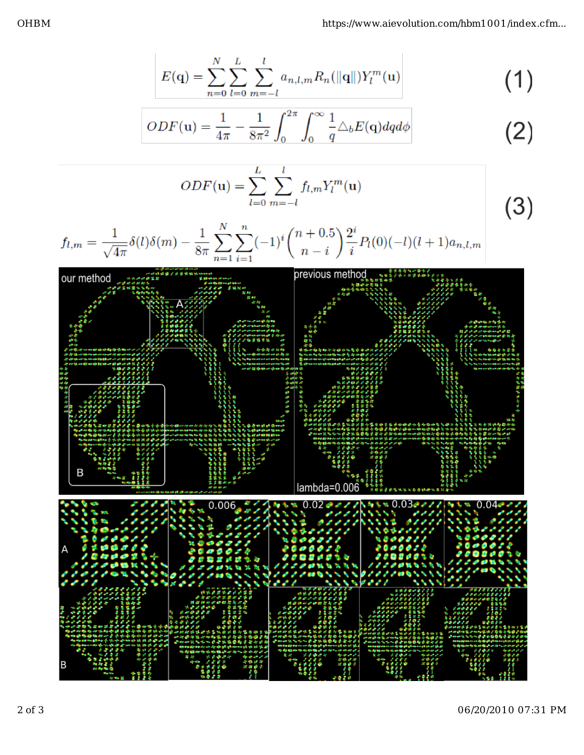$$E(\mathbf{q}) = \sum_{n=0}^{N} \sum_{l=0}^{L} \sum_{m=-l}^{l} a_{n,l,m} R_n(\|\mathbf{q}\|) Y_l^m(\mathbf{u}) \tag{1}$$

$$ODF(\mathbf{u}) = \frac{1}{4\pi} - \frac{1}{8\pi^2} \int_0^{2\pi} \int_0^{\infty} \frac{1}{q} \triangle_b E(\mathbf{q}) dq d\phi \tag{2}$$

$$ODF(\mathbf{u}) = \sum_{l=0}^{L} \sum_{m=-l}^{l} f_{l,m} Y_l^m(\mathbf{u})$$

$$f_{l,m} = \frac{1}{\sqrt{4\pi}} \delta(l)\delta(m) - \frac{1}{8\pi} \sum_{n=1}^{N} \sum_{i=1}^{n} (-1)^i \binom{n+0.5}{n-i} \frac{2^i}{i} P_l(0)(-l)(l+1) a_{n,l,m} \tag{3}$$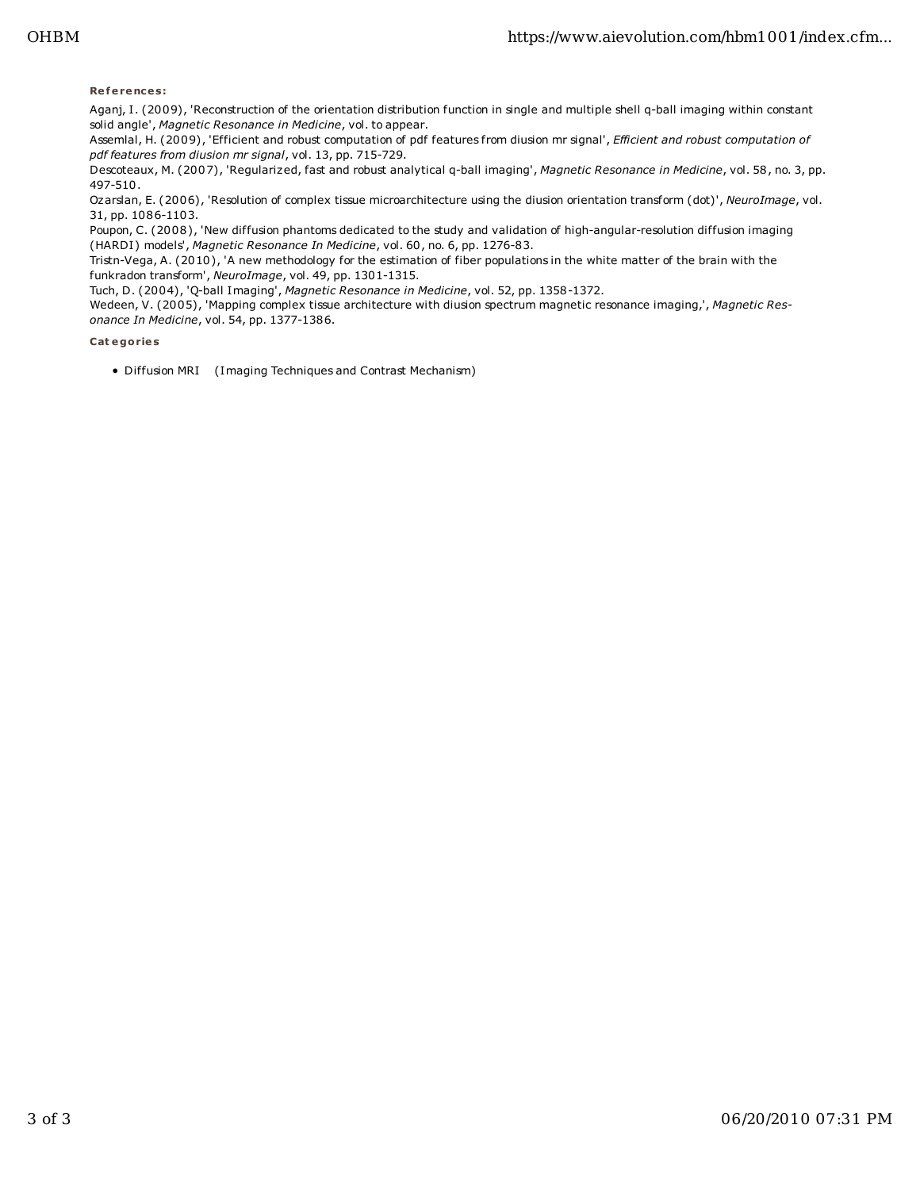**References:**

Aganj, I. (2009), 'Reconstruction of the orientation distribution function in single and multiple shell q-ball imaging within constant solid angle', *Magnetic Resonance in Medicine*, vol. to appear.

Assemlal, H. (2009), 'Efficient and robust computation of pdf features from diusion mr signal', *Efficient and robust computation of pdf features from diusion mr signal*, vol. 13, pp. 715-729.

Descoteaux, M. (2007), 'Regularized, fast and robust analytical q-ball imaging', *Magnetic Resonance in Medicine*, vol. 58, no. 3, pp. 497-510.

Ozarslan, E. (2006), 'Resolution of complex tissue microarchitecture using the diusion orientation transform (dot)', *NeuroImage*, vol. 31, pp. 1086-1103.

Poupon, C. (2008), 'New diffusion phantoms dedicated to the study and validation of high-angular-resolution diffusion imaging (HARDI) models', *Magnetic Resonance In Medicine*, vol. 60, no. 6, pp. 1276-83.

Tristn-Vega, A. (2010), 'A new methodology for the estimation of fiber populations in the white matter of the brain with the funkradon transform', *NeuroImage*, vol. 49, pp. 1301-1315.

Tuch, D. (2004), 'Q-ball Imaging', *Magnetic Resonance in Medicine*, vol. 52, pp. 1358-1372.

Wedeen, V. (2005), 'Mapping complex tissue architecture with diusion spectrum magnetic resonance imaging,', *Magnetic Resonance In Medicine*, vol. 54, pp. 1377-1386.

**Categories**

- Diffusion MRI (Imaging Techniques and Contrast Mechanism)